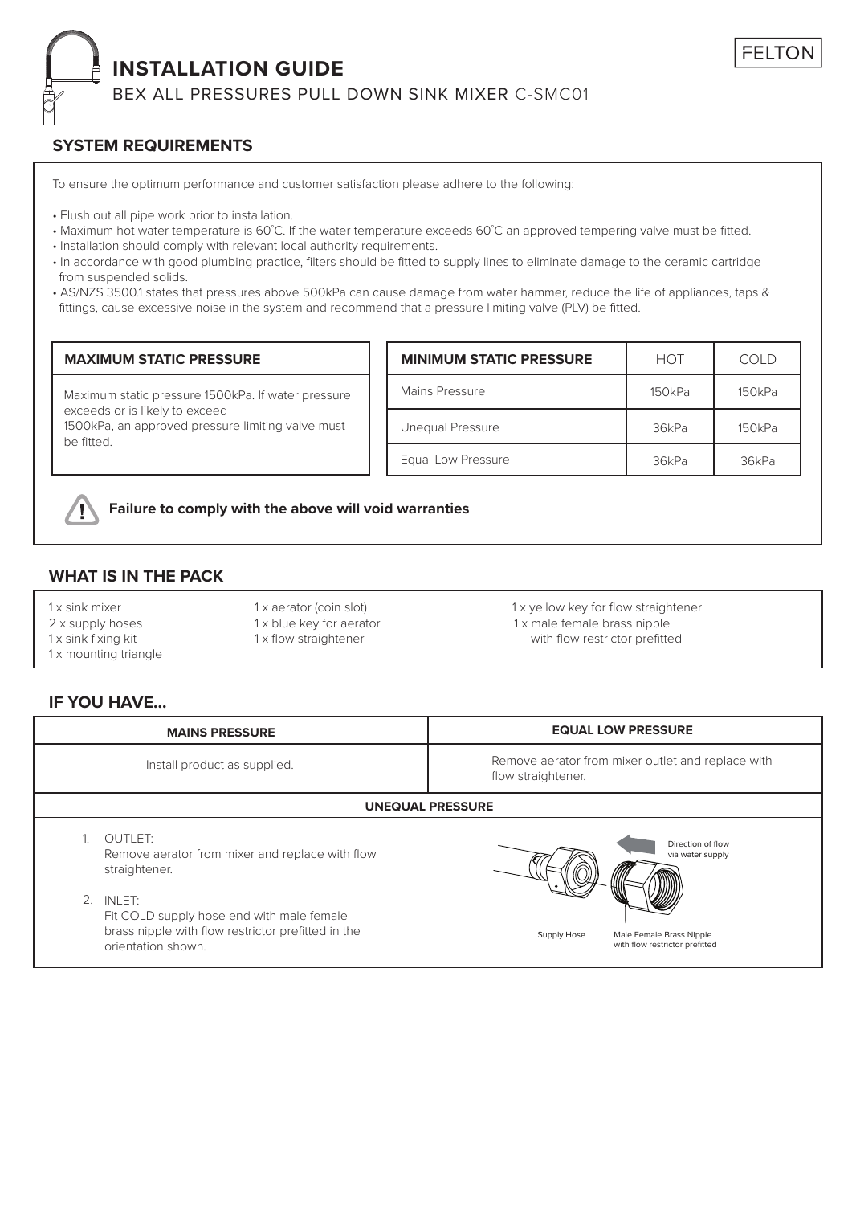FELTON

# INSTALLATION GUIDE

BEX ALL PRESSURES PULL DOWN SINK MIXER C-SMC01

## SYSTEM REQUIREMENTS

To ensure the optimum performance and customer satisfaction please adhere to the following:

- Flush out all pipe work prior to installation.
- Maximum hot water temperature is 60˚C. If the water temperature exceeds 60˚C an approved tempering valve must be fitted.
- Installation should comply with relevant local authority requirements.
- In accordance with good plumbing practice, filters should be fitted to supply lines to eliminate damage to the ceramic cartridge from suspended solids.
- AS/NZS 3500.1 states that pressures above 500kPa can cause damage from water hammer, reduce the life of appliances, taps & fittings, cause excessive noise in the system and recommend that a pressure limiting valve (PLV) be fitted.

| MAXIMUM STATIC PRESSURE |
|---|
| Maximum static pressure 1500kPa. If water pressure exceeds or is likely to exceed 1500kPa, an approved pressure limiting valve must be fitted. |

| MINIMUM STATIC PRESSURE | HOT | COLD |
|---|---|---|
| Mains Pressure | 150kPa | 150kPa |
| Unequal Pressure | 36kPa | 150kPa |
| Equal Low Pressure | 36kPa | 36kPa |

**Failure to comply with the above will void warranties**

## WHAT IS IN THE PACK

- 1 x sink mixer
- 2 x supply hoses
- 1 x sink fixing kit
- 1 x mounting triangle
- 1 x aerator (coin slot)
- 1 x blue key for aerator
- 1 x flow straightener
- 1 x yellow key for flow straightener
- 1 x male female brass nipple with flow restrictor prefitted

## IF YOU HAVE...

| MAINS PRESSURE | EQUAL LOW PRESSURE |
|---|---|
| Install product as supplied. | Remove aerator from mixer outlet and replace with flow straightener. |

**UNEQUAL PRESSURE**

1. OUTLET:
   Remove aerator from mixer and replace with flow straightener.
2. INLET:
   Fit COLD supply hose end with male female brass nipple with flow restrictor prefitted in the orientation shown.

Direction of flow via water supply

Supply Hose

Male Female Brass Nipple with flow restrictor prefitted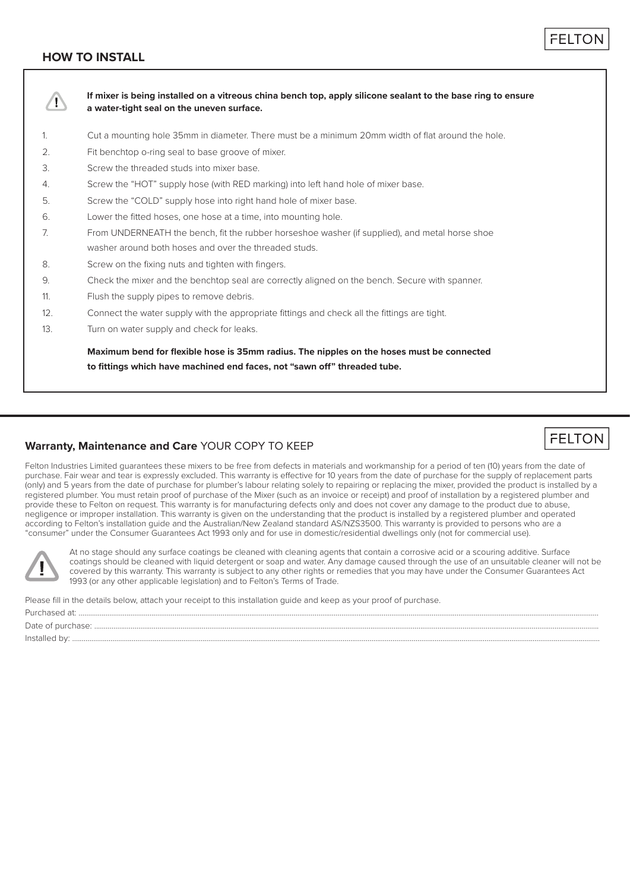## HOW TO INSTALL

**If mixer is being installed on a vitreous china bench top, apply silicone sealant to the base ring to ensure a water-tight seal on the uneven surface.**

1. Cut a mounting hole 35mm in diameter. There must be a minimum 20mm width of flat around the hole.
2. Fit benchtop o-ring seal to base groove of mixer.
3. Screw the threaded studs into mixer base.
4. Screw the "HOT" supply hose (with RED marking) into left hand hole of mixer base.
5. Screw the "COLD" supply hose into right hand hole of mixer base.
6. Lower the fitted hoses, one hose at a time, into mounting hole.
7. From UNDERNEATH the bench, fit the rubber horseshoe washer (if supplied), and metal horse shoe washer around both hoses and over the threaded studs.
8. Screw on the fixing nuts and tighten with fingers.
9. Check the mixer and the benchtop seal are correctly aligned on the bench. Secure with spanner.
11. Flush the supply pipes to remove debris.
12. Connect the water supply with the appropriate fittings and check all the fittings are tight.
13. Turn on water supply and check for leaks.

**Maximum bend for flexible hose is 35mm radius. The nipples on the hoses must be connected to fittings which have machined end faces, not "sawn off" threaded tube.**

## Warranty, Maintenance and Care YOUR COPY TO KEEP

Felton Industries Limited guarantees these mixers to be free from defects in materials and workmanship for a period of ten (10) years from the date of purchase. Fair wear and tear is expressly excluded. This warranty is effective for 10 years from the date of purchase for the supply of replacement parts (only) and 5 years from the date of purchase for plumber's labour relating solely to repairing or replacing the mixer, provided the product is installed by a registered plumber. You must retain proof of purchase of the Mixer (such as an invoice or receipt) and proof of installation by a registered plumber and provide these to Felton on request. This warranty is for manufacturing defects only and does not cover any damage to the product due to abuse, negligence or improper installation. This warranty is given on the understanding that the product is installed by a registered plumber and operated according to Felton's installation guide and the Australian/New Zealand standard AS/NZS3500. This warranty is provided to persons who are a "consumer" under the Consumer Guarantees Act 1993 only and for use in domestic/residential dwellings only (not for commercial use).

At no stage should any surface coatings be cleaned with cleaning agents that contain a corrosive acid or a scouring additive. Surface coatings should be cleaned with liquid detergent or soap and water. Any damage caused through the use of an unsuitable cleaner will not be covered by this warranty. This warranty is subject to any other rights or remedies that you may have under the Consumer Guarantees Act 1993 (or any other applicable legislation) and to Felton's Terms of Trade.

Please fill in the details below, attach your receipt to this installation guide and keep as your proof of purchase.

Purchased at: ..........................................................................................

Date of purchase: ..........................................................................................

Installed by: ..........................................................................................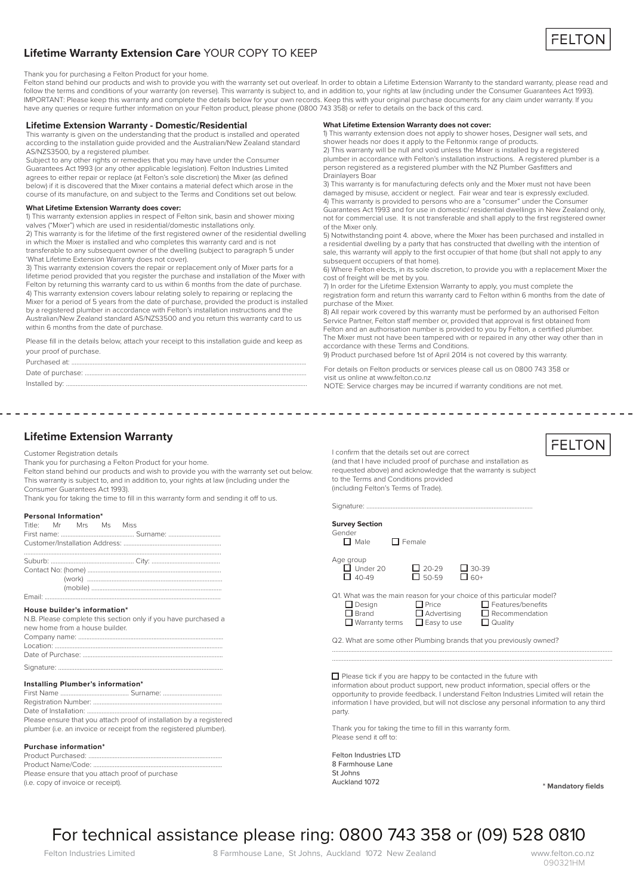FELTON

## Lifetime Warranty Extension Care YOUR COPY TO KEEP

Thank you for purchasing a Felton Product for your home.
Felton stand behind our products and wish to provide you with the warranty set out overleaf. In order to obtain a Lifetime Extension Warranty to the standard warranty, please read and follow the terms and conditions of your warranty (on reverse). This warranty is subject to, and in addition to, your rights at law (including under the Consumer Guarantees Act 1993).
IMPORTANT: Please keep this warranty and complete the details below for your own records. Keep this with your original purchase documents for any claim under warranty. If you have any queries or require further information on your Felton product, please phone (0800 743 358) or refer to details on the back of this card.

### Lifetime Extension Warranty - Domestic/Residential

This warranty is given on the understanding that the product is installed and operated according to the installation guide provided and the Australian/New Zealand standard AS/NZS3500, by a registered plumber.
Subject to any other rights or remedies that you may have under the Consumer Guarantees Act 1993 (or any other applicable legislation). Felton Industries Limited agrees to either repair or replace (at Felton's sole discretion) the Mixer (as defined below) if it is discovered that the Mixer contains a material defect which arose in the course of its manufacture, on and subject to the Terms and Conditions set out below.

**What Lifetime Extension Warranty does cover:**

1) This warranty extension applies in respect of Felton sink, basin and shower mixing valves ("Mixer") which are used in residential/domestic installations only.
2) This warranty is for the lifetime of the first registered owner of the residential dwelling in which the Mixer is installed and who completes this warranty card and is not transferable to any subsequent owner of the dwelling (subject to paragraph 5 under 'What Lifetime Extension Warranty does not cover).
3) This warranty extension covers the repair or replacement only of Mixer parts for a lifetime period provided that you register the purchase and installation of the Mixer with Felton by returning this warranty card to us within 6 months from the date of purchase.
4) This warranty extension covers labour relating solely to repairing or replacing the Mixer for a period of 5 years from the date of purchase, provided the product is installed by a registered plumber in accordance with Felton's installation instructions and the Australian/New Zealand standard AS/NZS3500 and you return this warranty card to us within 6 months from the date of purchase.

Please fill in the details below, attach your receipt to this installation guide and keep as your proof of purchase.

Purchased at: ............................................................

Date of purchase: ............................................................

Installed by: ............................................................

**What Lifetime Extension Warranty does not cover:**

1) This warranty extension does not apply to shower hoses, Designer wall sets, and shower heads nor does it apply to the Feltonmix range of products.
2) This warranty will be null and void unless the Mixer is installed by a registered plumber in accordance with Felton's installation instructions. A registered plumber is a person registered as a registered plumber with the NZ Plumber Gasfitters and Drainlayers Boar
3) This warranty is for manufacturing defects only and the Mixer must not have been damaged by misuse, accident or neglect. Fair wear and tear is expressly excluded.
4) This warranty is provided to persons who are a "consumer" under the Consumer Guarantees Act 1993 and for use in domestic/ residential dwellings in New Zealand only, not for commercial use. It is not transferable and shall apply to the first registered owner of the Mixer only.
5) Notwithstanding point 4. above, where the Mixer has been purchased and installed in a residential dwelling by a party that has constructed that dwelling with the intention of sale, this warranty will apply to the first occupier of that home (but shall not apply to any subsequent occupiers of that home).
6) Where Felton elects, in its sole discretion, to provide you with a replacement Mixer the cost of freight will be met by you.
7) In order for the Lifetime Extension Warranty to apply, you must complete the registration form and return this warranty card to Felton within 6 months from the date of purchase of the Mixer.
8) All repair work covered by this warranty must be performed by an authorised Felton Service Partner, Felton staff member or, provided that approval is first obtained from Felton and an authorisation number is provided to you by Felton, a certified plumber. The Mixer must not have been tampered with or repaired in any other way other than in accordance with these Terms and Conditions.
9) Product purchased before 1st of April 2014 is not covered by this warranty.

For details on Felton products or services please call us on 0800 743 358 or visit us online at www.felton.co.nz
NOTE: Service charges may be incurred if warranty conditions are not met.

---

FELTON

## Lifetime Extension Warranty

Customer Registration details
Thank you for purchasing a Felton Product for your home.
Felton stand behind our products and wish to provide you with the warranty set out below. This warranty is subject to, and in addition to, your rights at law (including under the Consumer Guarantees Act 1993).
Thank you for taking the time to fill in this warranty form and sending it off to us.

**Personal Information\***

Title: Mr Mrs Ms Miss

First name: ............................ Surname: ............................

Customer/Installation Address: ............................................................

............................................................

Suburb: ............................ City: ............................

Contact No: (home) ............................................................

(work) ............................................................

(mobile) ............................................................

Email: ............................................................

**House builder's information\***

N.B. Please complete this section only if you have purchased a new home from a house builder.

Company name: ............................................................

Location: ............................................................

Date of Purchase: ............................................................

Signature: ............................................................

**Installing Plumber's information\***

First Name ............................ Surname: ............................

Registration Number: ............................................................

Date of Installation: ............................................................

Please ensure that you attach proof of installation by a registered plumber (i.e. an invoice or receipt from the registered plumber).

**Purchase information\***

Product Purchased: ............................................................

Product Name/Code: ............................................................

Please ensure that you attach proof of purchase (i.e. copy of invoice or receipt).

I confirm that the details set out are correct (and that I have included proof of purchase and installation as requested above) and acknowledge that the warranty is subject to the Terms and Conditions provided (including Felton's Terms of Trade).

Signature: ............................................................

**Survey Section**

Gender

- ☐ Male
- ☐ Female

Age group

- ☐ Under 20
- ☐ 20-29
- ☐ 30-39
- ☐ 40-49
- ☐ 50-59
- ☐ 60+

Q1. What was the main reason for your choice of this particular model?

- ☐ Design
- ☐ Price
- ☐ Features/benefits
- ☐ Brand
- ☐ Advertising
- ☐ Recommendation
- ☐ Warranty terms
- ☐ Easy to use
- ☐ Quality

Q2. What are some other Plumbing brands that you previously owned?

............................................................

............................................................

☐ Please tick if you are happy to be contacted in the future with information about product support, new product information, special offers or the opportunity to provide feedback. I understand Felton Industries Limited will retain the information I have provided, but will not disclose any personal information to any third party.

Thank you for taking the time to fill in this warranty form. Please send it off to:

Felton Industries LTD
8 Farmhouse Lane
St Johns
Auckland 1072

**\* Mandatory fields**

# For technical assistance please ring: 0800 743 358 or (09) 528 0810

Felton Industries Limited 8 Farmhouse Lane, St Johns, Auckland 1072 New Zealand www.felton.co.nz

090321HM